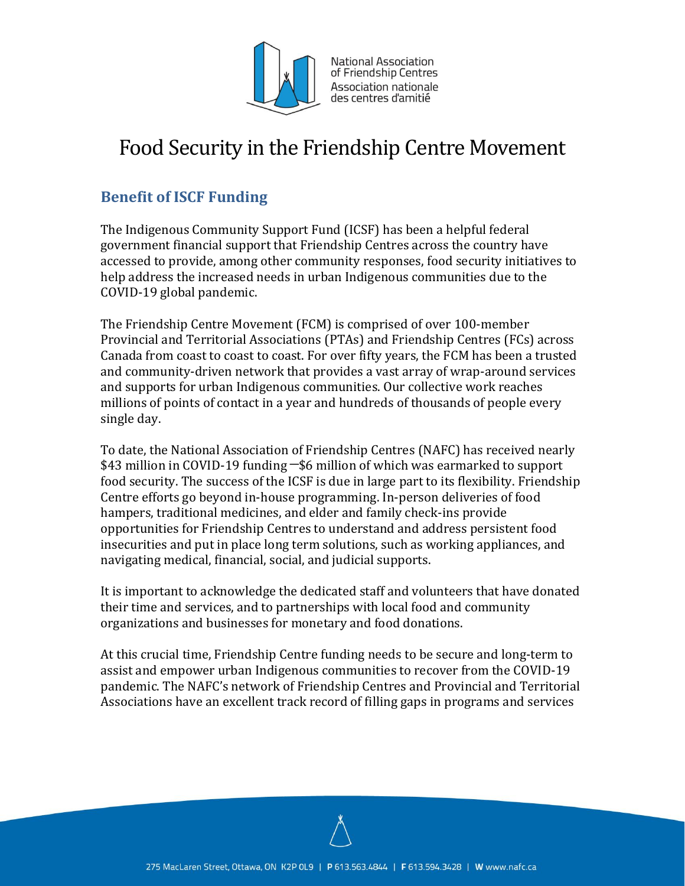# Food Security in the Friendship Centre Movement

## Benefit of ISCF Funding

The Indigenous Community Support Fund (ICSF) has been a helpful federal government financial support that Friendship Centres across the country have accessed to provide, among other community responses, food security initiatives to help address the increased needs in urban Indigenous communities due to the COVID-19 global pandemic.

The Friendship Centre Movement (FCM) is comprised of over 100-member Provincial and Territorial Associations (PTAs) and Friendship Centres (FCs) across Canada from coast to coast to coast. For over fifty years, the FCM has been a trusted and community-driven network that provides a vast array of wrap-around services and supports for urban Indigenous communities. Our collective work reaches millions of points of contact in a year and hundreds of thousands of people every single day.

To date, the National Association of Friendship Centres (NAFC) has received nearly $43 million in COVID-19 funding—$6 million of which was earmarked to support food security. The success of the ICSF is due in large part to its flexibility. Friendship Centre efforts go beyond in-house programming. In-person deliveries of food hampers, traditional medicines, and elder and family check-ins provide opportunities for Friendship Centres to understand and address persistent food insecurities and put in place long term solutions, such as working appliances, and navigating medical, financial, social, and judicial supports.

It is important to acknowledge the dedicated staff and volunteers that have donated their time and services, and to partnerships with local food and community organizations and businesses for monetary and food donations.

At this crucial time, Friendship Centre funding needs to be secure and long-term to assist and empower urban Indigenous communities to recover from the COVID-19 pandemic. The NAFC's network of Friendship Centres and Provincial and Territorial Associations have an excellent track record of filling gaps in programs and services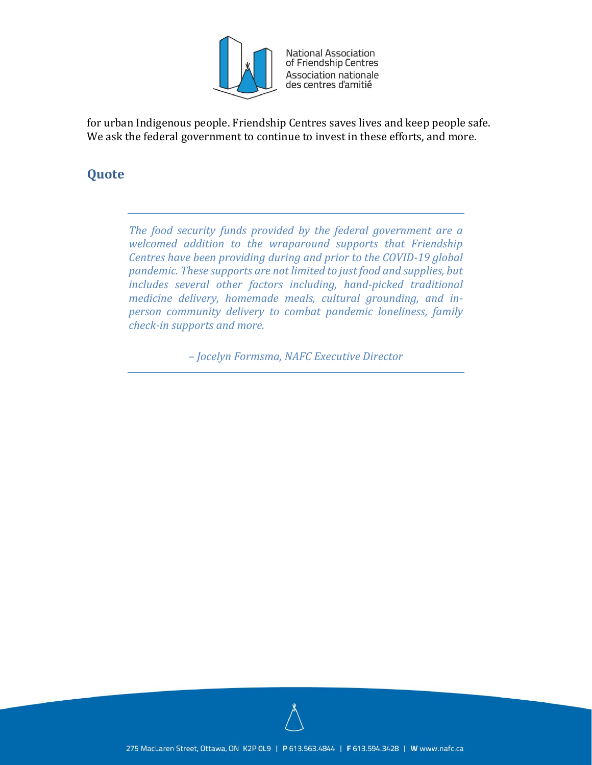for urban Indigenous people. Friendship Centres saves lives and keep people safe. We ask the federal government to continue to invest in these efforts, and more.

## Quote

---

*The food security funds provided by the federal government are a welcomed addition to the wraparound supports that Friendship Centres have been providing during and prior to the COVID-19 global pandemic. These supports are not limited to just food and supplies, but includes several other factors including, hand-picked traditional medicine delivery, homemade meals, cultural grounding, and in-person community delivery to combat pandemic loneliness, family check-in supports and more.*

*– Jocelyn Formsma, NAFC Executive Director*

---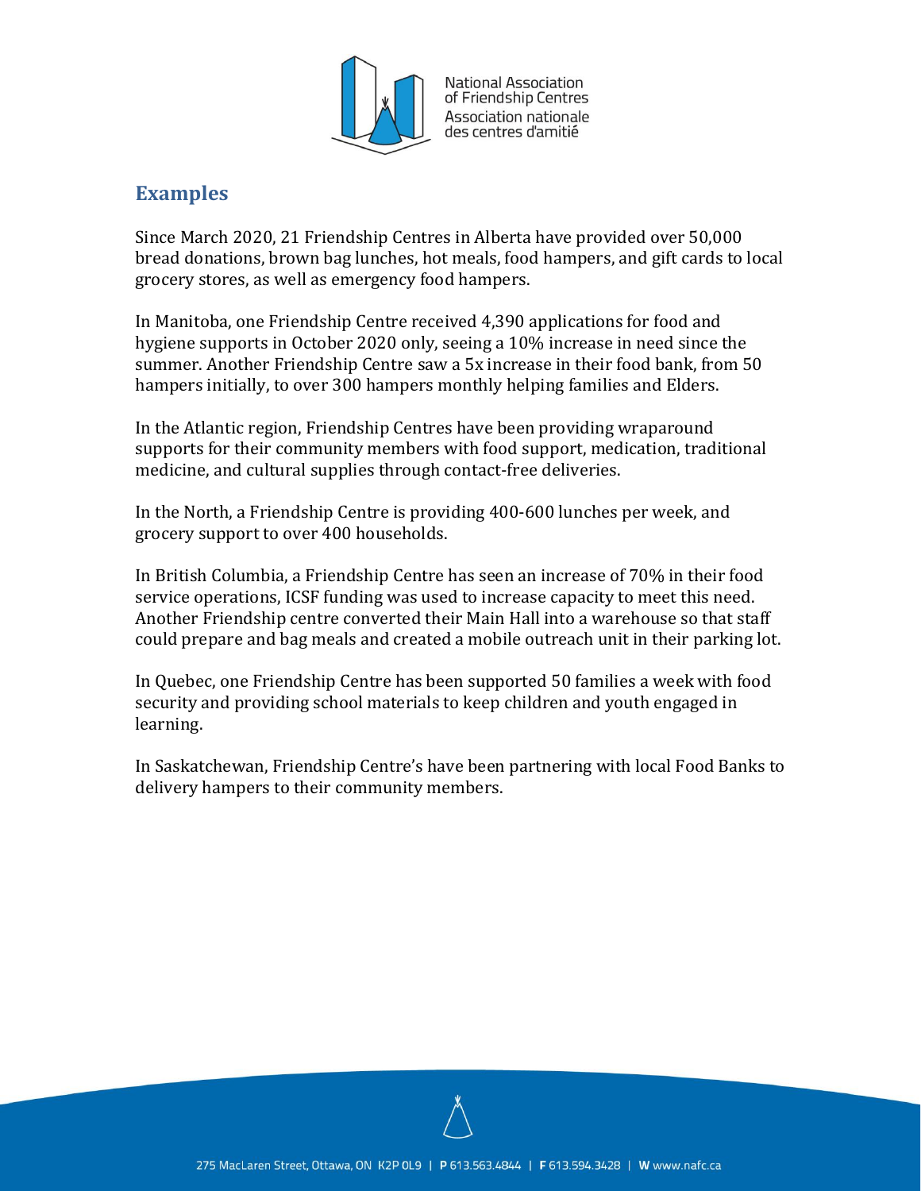## Examples

Since March 2020, 21 Friendship Centres in Alberta have provided over 50,000 bread donations, brown bag lunches, hot meals, food hampers, and gift cards to local grocery stores, as well as emergency food hampers.

In Manitoba, one Friendship Centre received 4,390 applications for food and hygiene supports in October 2020 only, seeing a 10% increase in need since the summer. Another Friendship Centre saw a 5x increase in their food bank, from 50 hampers initially, to over 300 hampers monthly helping families and Elders.

In the Atlantic region, Friendship Centres have been providing wraparound supports for their community members with food support, medication, traditional medicine, and cultural supplies through contact-free deliveries.

In the North, a Friendship Centre is providing 400-600 lunches per week, and grocery support to over 400 households.

In British Columbia, a Friendship Centre has seen an increase of 70% in their food service operations, ICSF funding was used to increase capacity to meet this need. Another Friendship centre converted their Main Hall into a warehouse so that staff could prepare and bag meals and created a mobile outreach unit in their parking lot.

In Quebec, one Friendship Centre has been supported 50 families a week with food security and providing school materials to keep children and youth engaged in learning.

In Saskatchewan, Friendship Centre's have been partnering with local Food Banks to delivery hampers to their community members.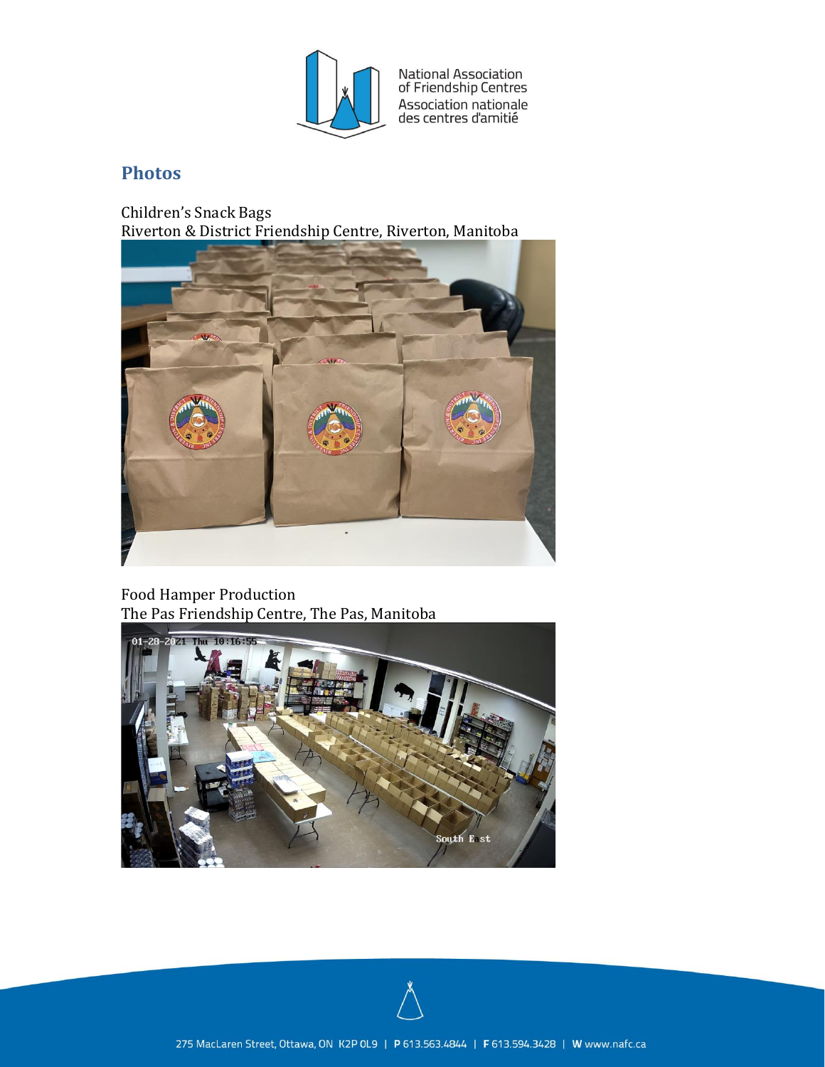## Photos

Children's Snack Bags
Riverton & District Friendship Centre, Riverton, Manitoba

Food Hamper Production
The Pas Friendship Centre, The Pas, Manitoba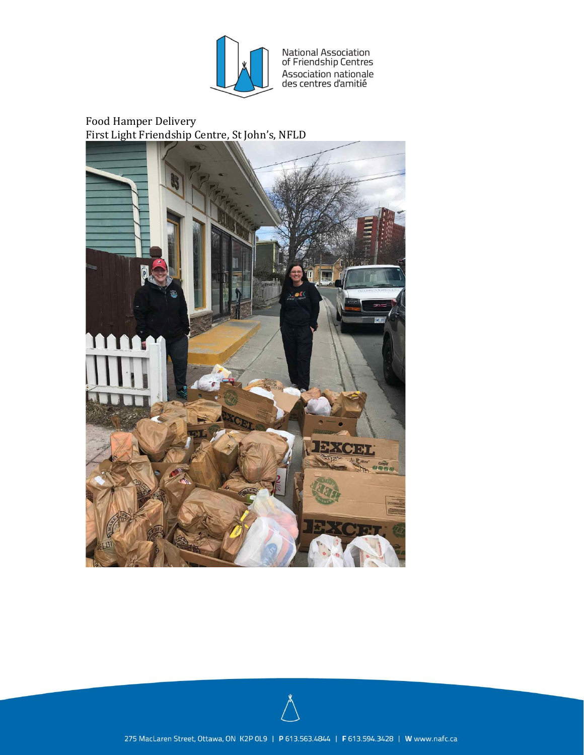Food Hamper Delivery
First Light Friendship Centre, St John's, NFLD